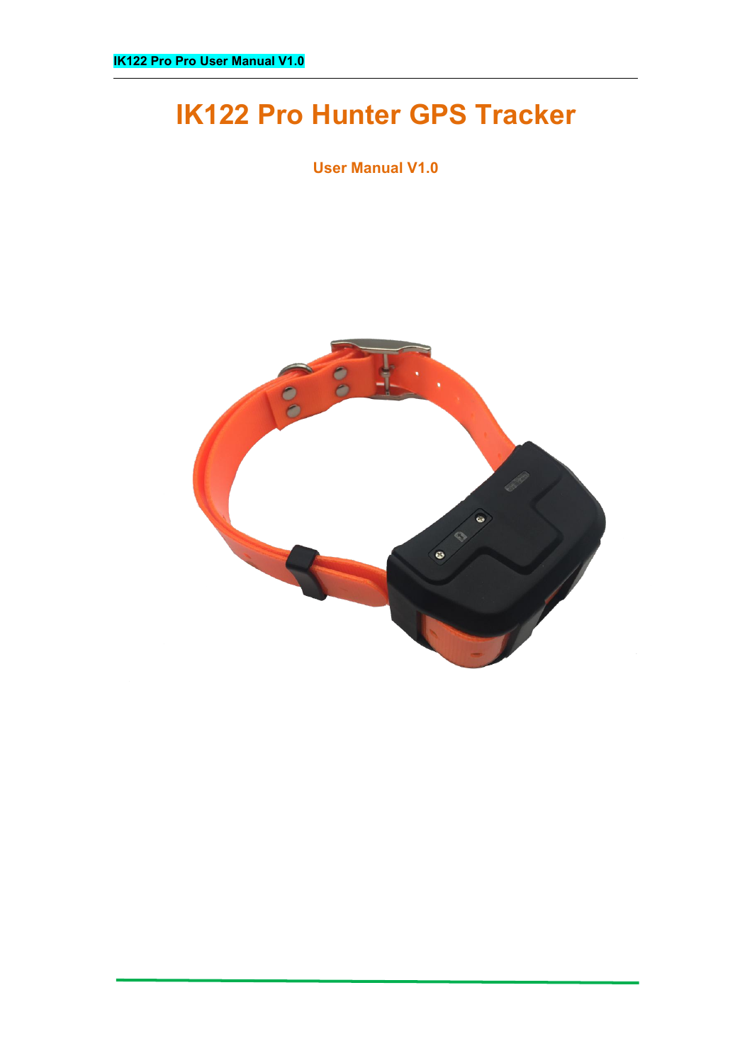# IK122 Pro Hunter GPS Tracker

**User Manual V1.0**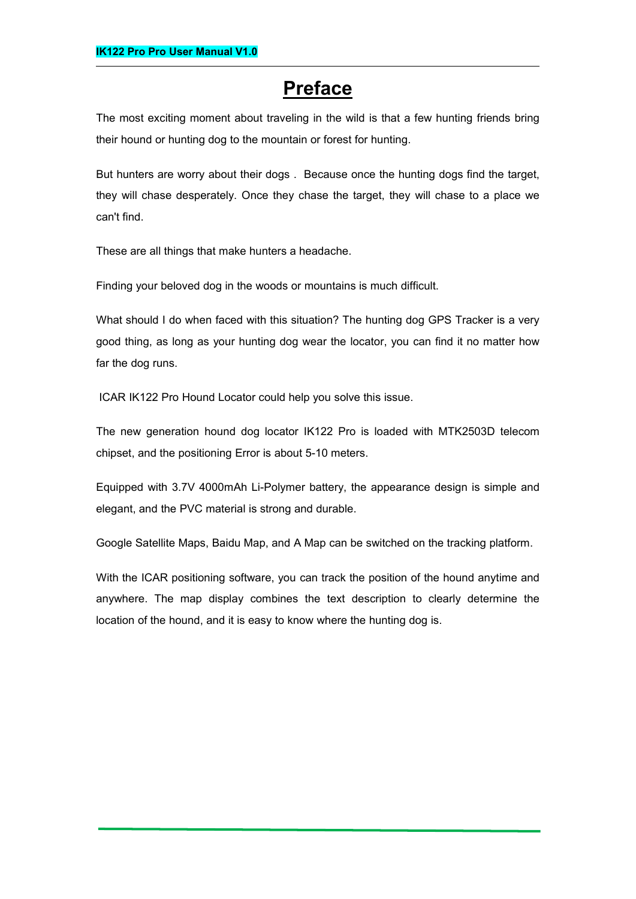# Preface

The most exciting moment about traveling in the wild is that a few hunting friends bring their hound or hunting dog to the mountain or forest for hunting.

But hunters are worry about their dogs . Because once the hunting dogs find the target, they will chase desperately. Once they chase the target, they will chase to a place we can't find.

These are all things that make hunters a headache.

Finding your beloved dog in the woods or mountains is much difficult.

What should I do when faced with this situation? The hunting dog GPS Tracker is a very good thing, as long as your hunting dog wear the locator, you can find it no matter how far the dog runs.

ICAR IK122 Pro Hound Locator could help you solve this issue.

The new generation hound dog locator IK122 Pro is loaded with MTK2503D telecom chipset, and the positioning Error is about 5-10 meters.

Equipped with 3.7V 4000mAh Li-Polymer battery, the appearance design is simple and elegant, and the PVC material is strong and durable.

Google Satellite Maps, Baidu Map, and A Map can be switched on the tracking platform.

With the ICAR positioning software, you can track the position of the hound anytime and anywhere. The map display combines the text description to clearly determine the location of the hound, and it is easy to know where the hunting dog is.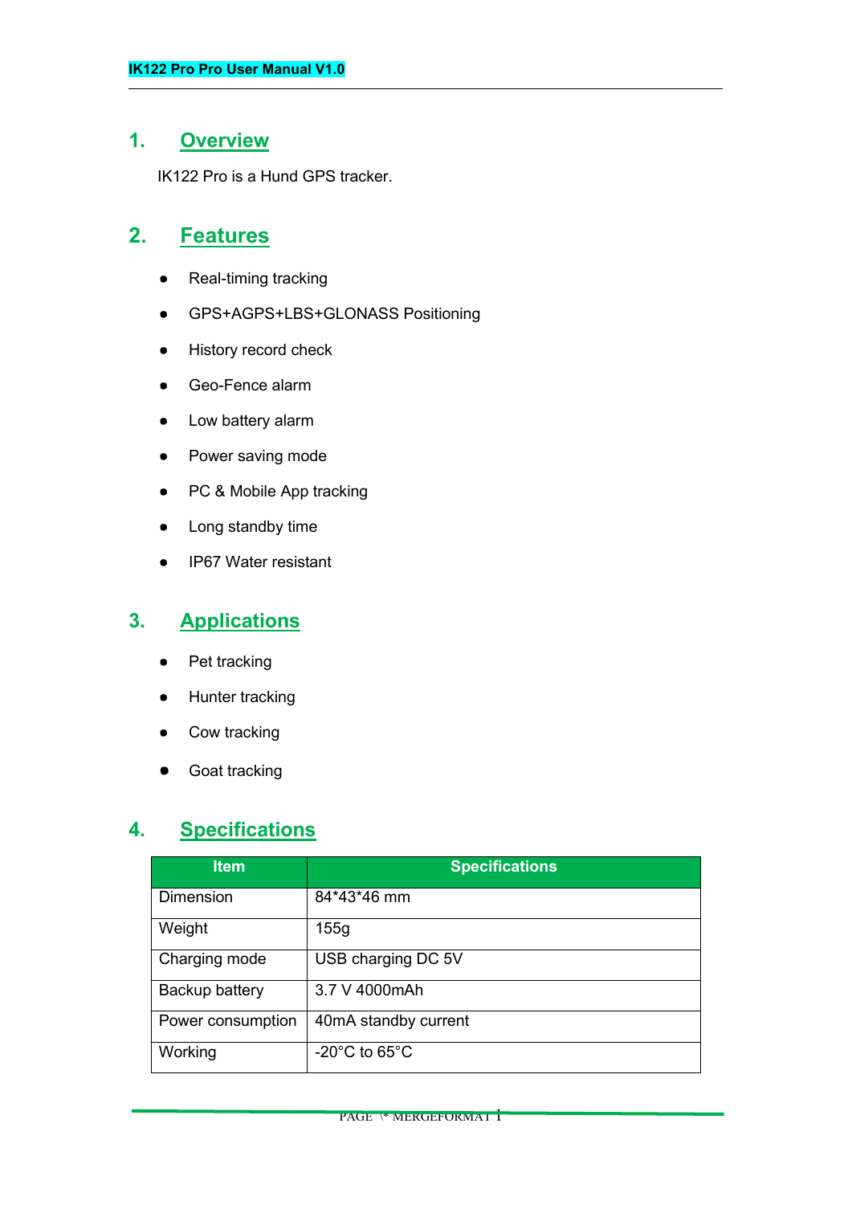## 1. Overview

IK122 Pro is a Hund GPS tracker.

## 2. Features

- Real-timing tracking
- GPS+AGPS+LBS+GLONASS Positioning
- History record check
- Geo-Fence alarm
- Low battery alarm
- Power saving mode
- PC & Mobile App tracking
- Long standby time
- IP67 Water resistant

## 3. Applications

- Pet tracking
- Hunter tracking
- Cow tracking
- Goat tracking

## 4. Specifications

| Item | Specifications |
| --- | --- |
| Dimension | 84*43*46 mm |
| Weight | 155g |
| Charging mode | USB charging DC 5V |
| Backup battery | 3.7 V 4000mAh |
| Power consumption | 40mA standby current |
| Working | -20°C to 65°C |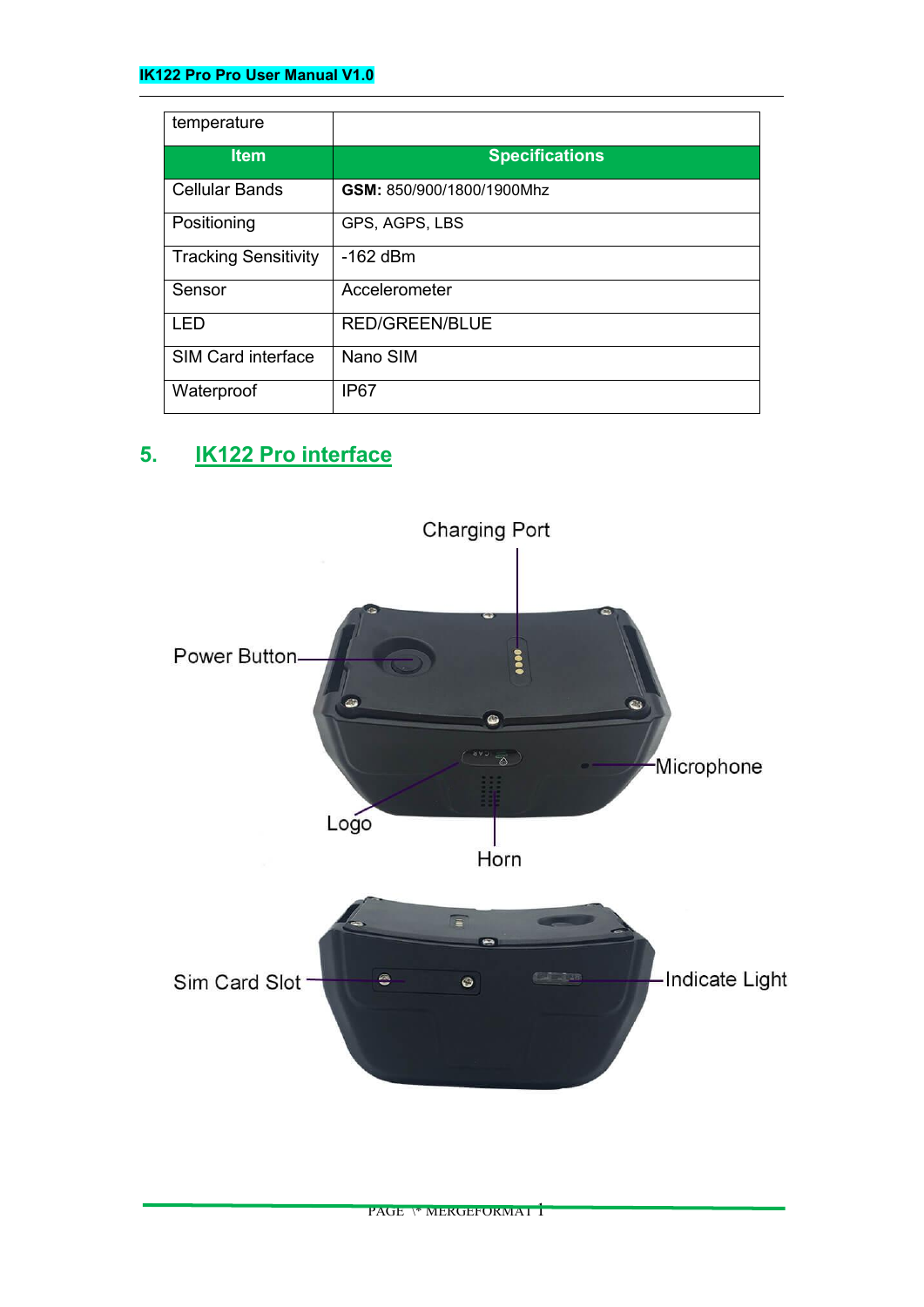| temperature | |
|---|---|
| **Item** | **Specifications** |
| Cellular Bands | **GSM:** 850/900/1800/1900Mhz |
| Positioning | GPS, AGPS, LBS |
| Tracking Sensitivity | -162 dBm |
| Sensor | Accelerometer |
| LED | RED/GREEN/BLUE |
| SIM Card interface | Nano SIM |
| Waterproof | IP67 |

## 5. IK122 Pro interface

Charging Port

Power Button

Microphone

Logo

Horn

Sim Card Slot

Indicate Light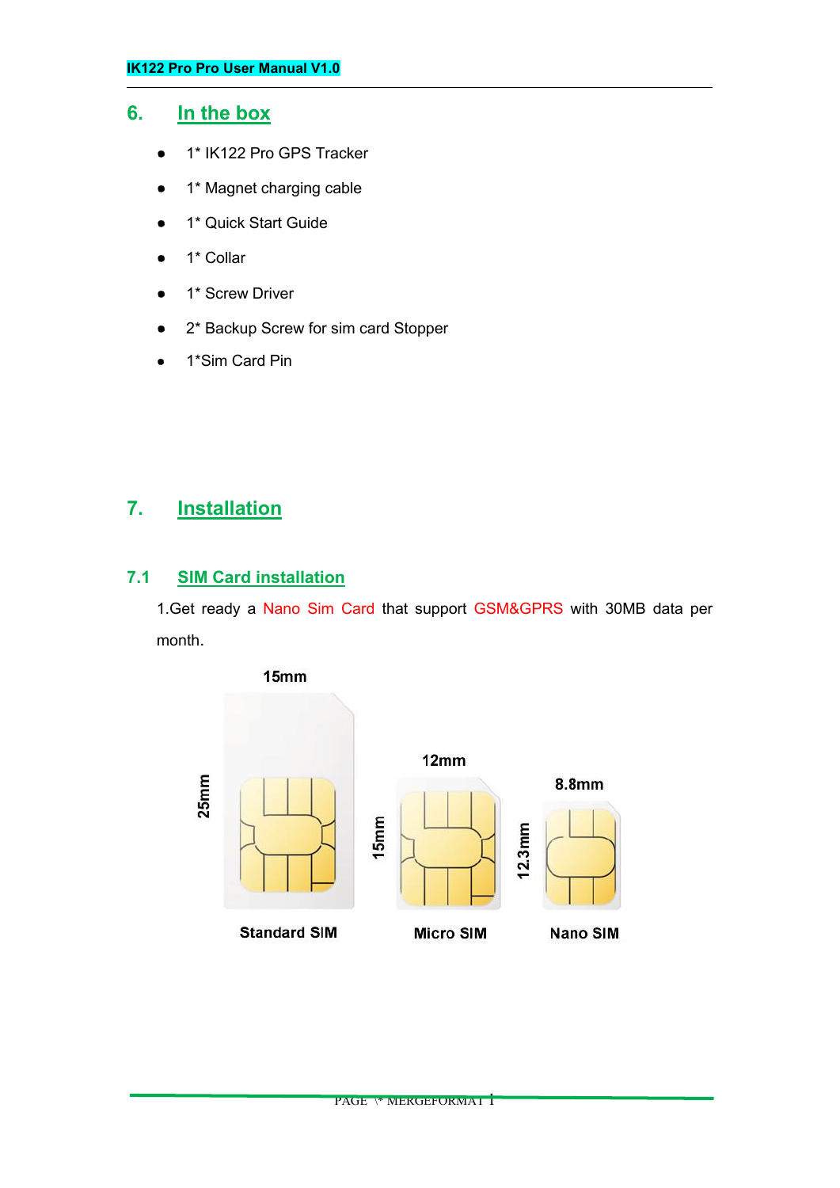## 6. In the box

- 1* IK122 Pro GPS Tracker
- 1* Magnet charging cable
- 1* Quick Start Guide
- 1* Collar
- 1* Screw Driver
- 2* Backup Screw for sim card Stopper
- 1*Sim Card Pin

## 7. Installation

### 7.1 SIM Card installation

1.Get ready a Nano Sim Card that support GSM&GPRS with 30MB data per month.

15mm

25mm

Standard SIM

12mm

15mm

Micro SIM

8.8mm

12.3mm

Nano SIM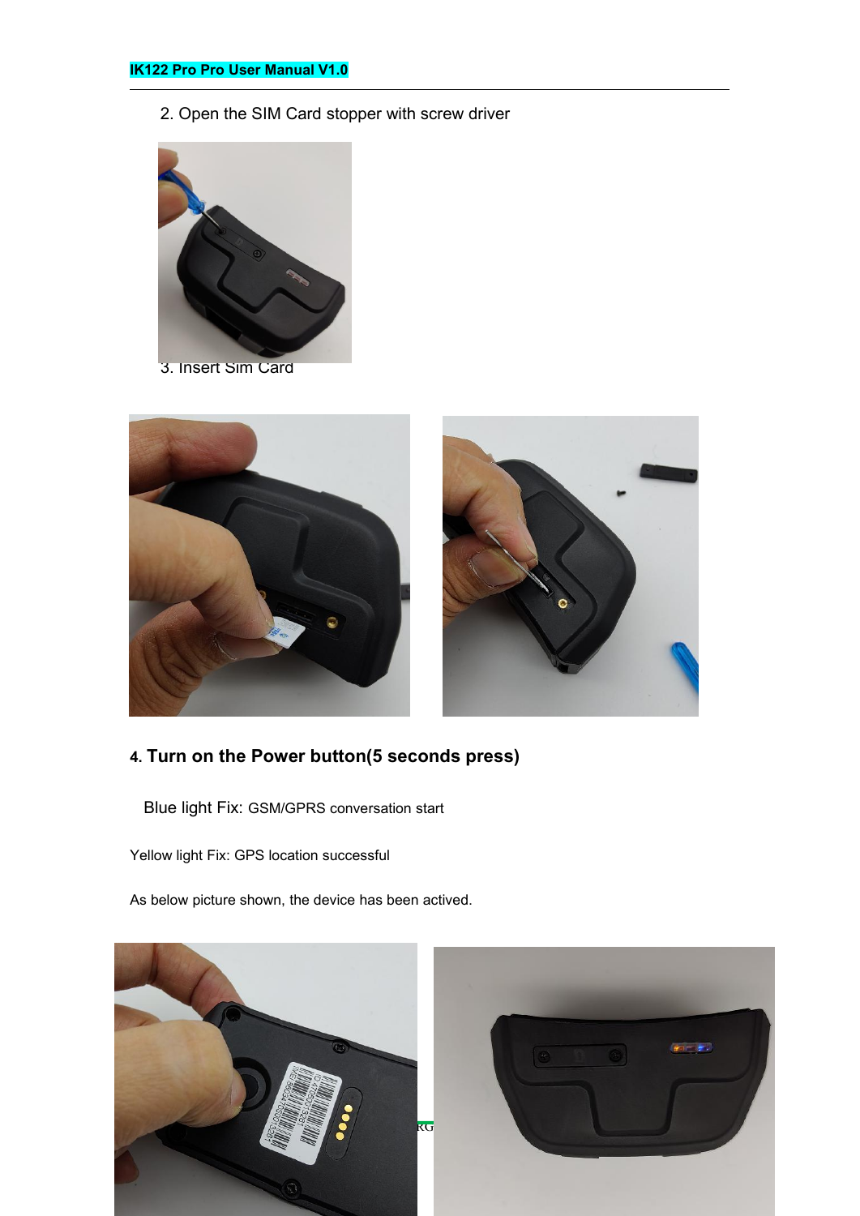2. Open the SIM Card stopper with screw driver

3. Insert Sim Card

**4. Turn on the Power button(5 seconds press)**

Blue light Fix: GSM/GPRS conversation start

Yellow light Fix: GPS location successful

As below picture shown, the device has been actived.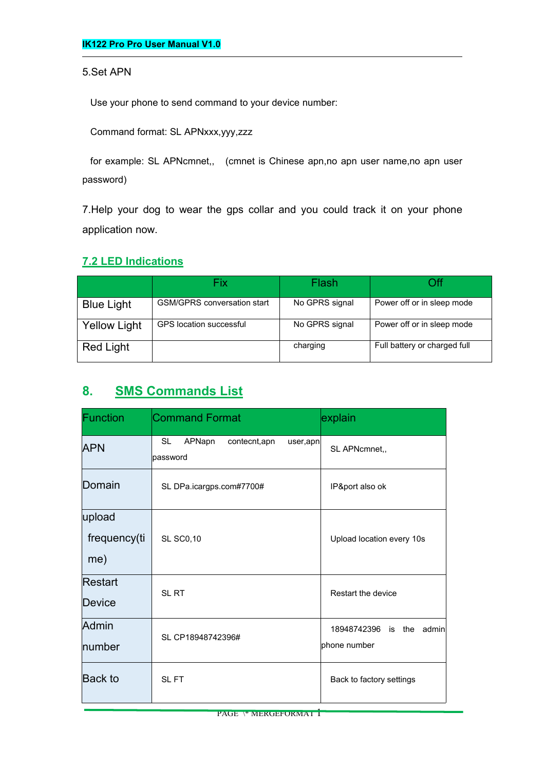5.Set APN

Use your phone to send command to your device number:

Command format: SL APNxxx,yyy,zzz

for example: SL APNcmnet,, (cmnet is Chinese apn,no apn user name,no apn user password)

7.Help your dog to wear the gps collar and you could track it on your phone application now.

## 7.2 LED Indications

| | Fix | Flash | Off |
|---|---|---|---|
| Blue Light | GSM/GPRS conversation start | No GPRS signal | Power off or in sleep mode |
| Yellow Light | GPS location successful | No GPRS signal | Power off or in sleep mode |
| Red Light | | charging | Full battery or charged full |

## 8. SMS Commands List

| Function | Command Format | explain |
|---|---|---|
| APN | SL APNapn contecnt,apn user,apn password | SL APNcmnet,, |
| Domain | SL DPa.icargps.com#7700# | IP&port also ok |
| upload frequency(time) | SL SC0,10 | Upload location every 10s |
| Restart Device | SL RT | Restart the device |
| Admin number | SL CP18948742396# | 18948742396 is the admin phone number |
| Back to | SL FT | Back to factory settings |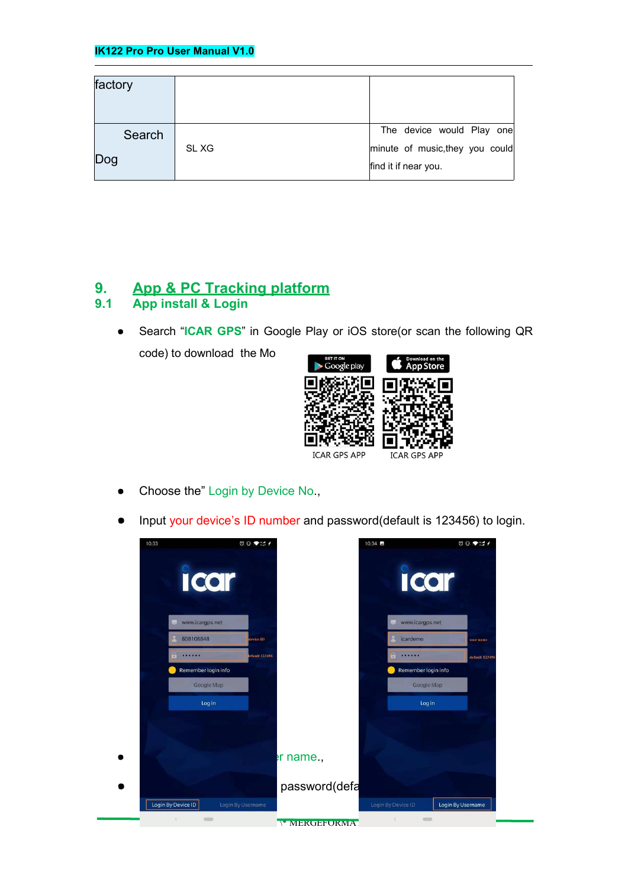| factory | | |
|---|---|---|
| Search Dog | SL XG | The device would Play one minute of music,they you could find it if near you. |

# 9. App & PC Tracking platform

## 9.1 App install & Login

- Search "**ICAR GPS**" in Google Play or iOS store(or scan the following QR code) to download the Mo

ICAR GPS APP ICAR GPS APP

- Choose the" Login by Device No.,
- Input your device's ID number and password(default is 123456) to login.
- r name.,
- password(defa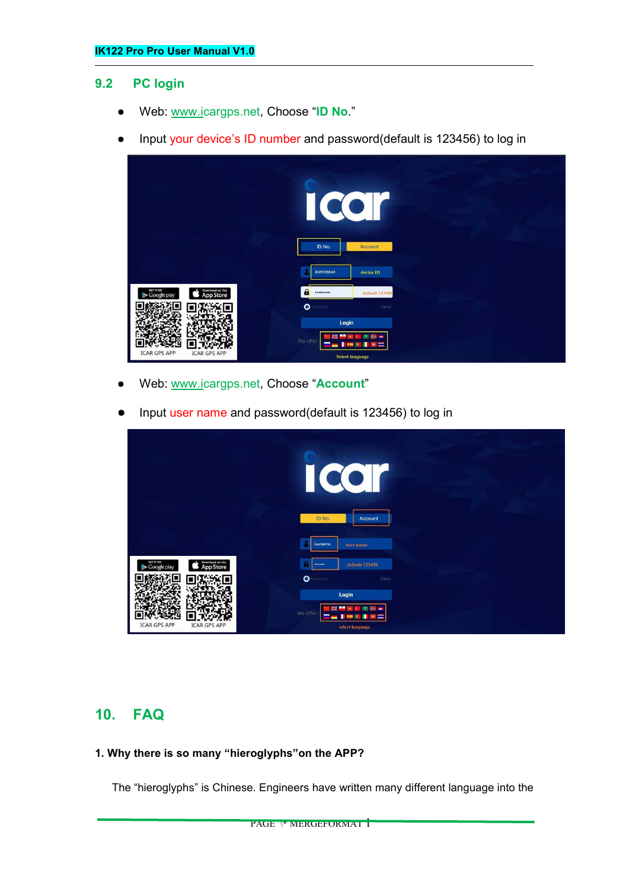## 9.2 PC login

- Web: www.icargps.net, Choose "**ID No.**"
- Input your device's ID number and password(default is 123456) to log in

- Web: www.icargps.net, Choose "**Account**"
- Input user name and password(default is 123456) to log in

# 10. FAQ

**1. Why there is so many "hieroglyphs"on the APP?**

The "hieroglyphs" is Chinese. Engineers have written many different language into the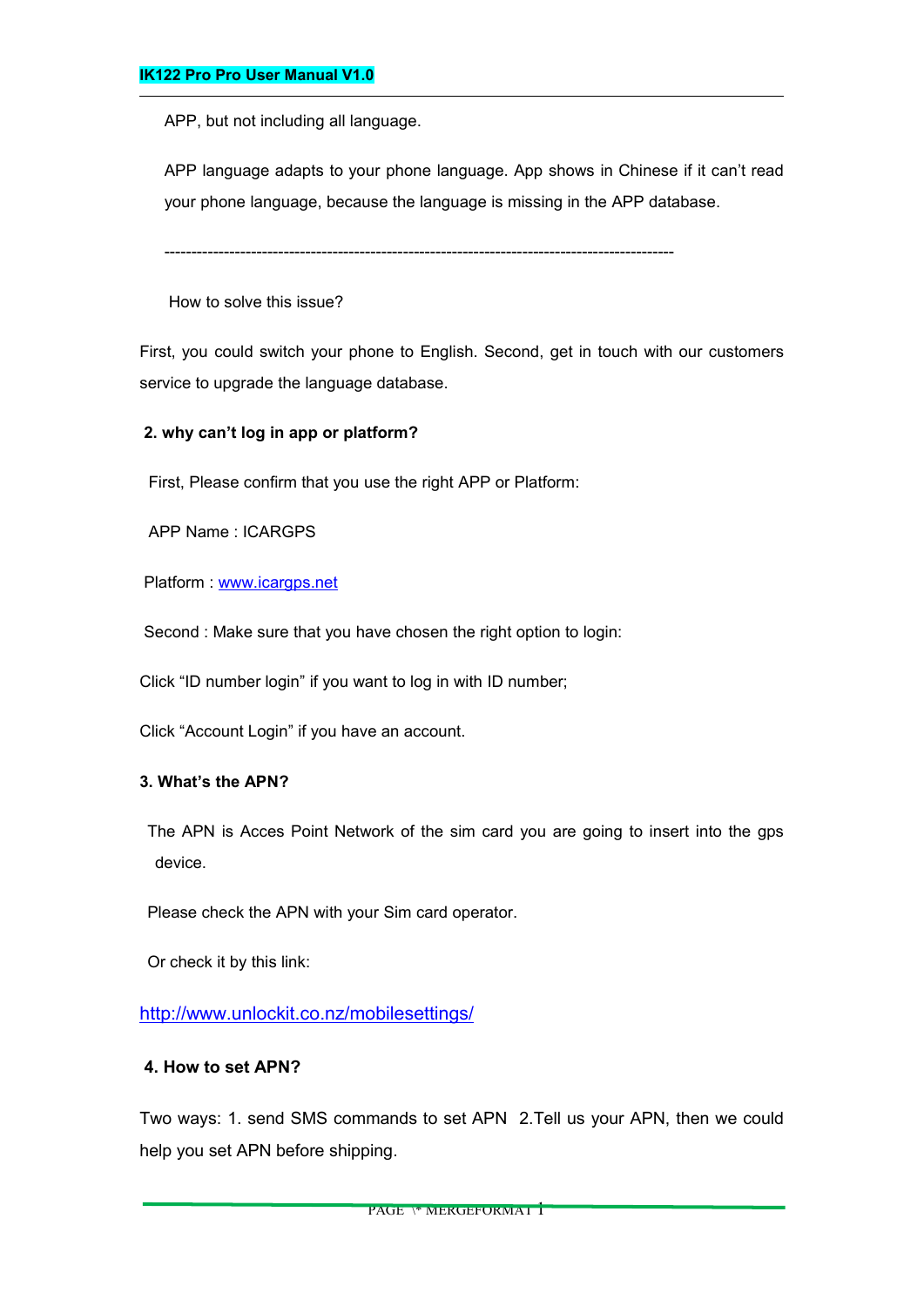APP, but not including all language.

APP language adapts to your phone language. App shows in Chinese if it can't read your phone language, because the language is missing in the APP database.

-----------------------------------------------------------------------------------------------

How to solve this issue?

First, you could switch your phone to English. Second, get in touch with our customers service to upgrade the language database.

**2. why can't log in app or platform?**

First, Please confirm that you use the right APP or Platform:

APP Name : ICARGPS

Platform : [www.icargps.net](http://www.icargps.net)

Second : Make sure that you have chosen the right option to login:

Click "ID number login" if you want to log in with ID number;

Click "Account Login" if you have an account.

**3. What's the APN?**

The APN is Acces Point Network of the sim card you are going to insert into the gps device.

Please check the APN with your Sim card operator.

Or check it by this link:

[http://www.unlockit.co.nz/mobilesettings/](http://www.unlockit.co.nz/mobilesettings/)

**4. How to set APN?**

Two ways: 1. send SMS commands to set APN 2.Tell us your APN, then we could help you set APN before shipping.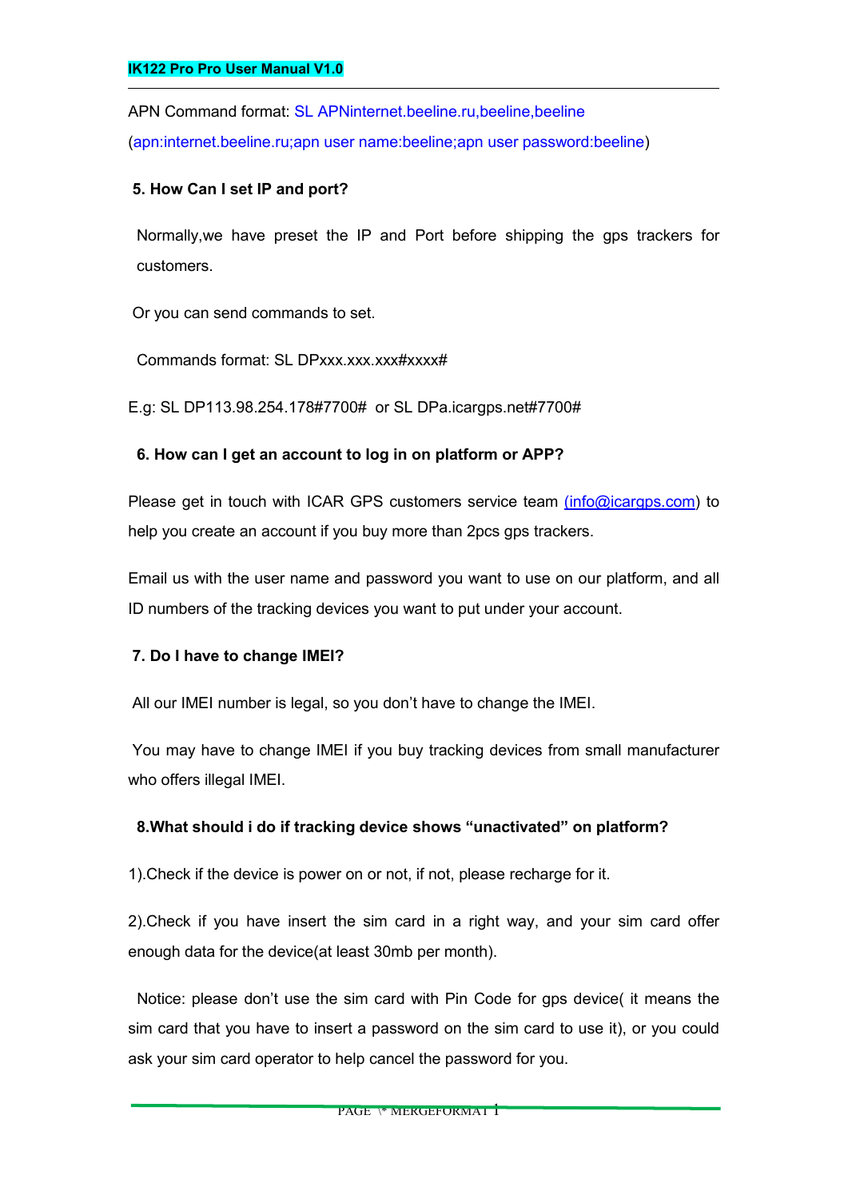APN Command format: SL APNinternet.beeline.ru,beeline,beeline

(apn:internet.beeline.ru;apn user name:beeline;apn user password:beeline)

**5. How Can I set IP and port?**

Normally,we have preset the IP and Port before shipping the gps trackers for customers.

Or you can send commands to set.

Commands format: SL DPxxx.xxx.xxx#xxxx#

E.g: SL DP113.98.254.178#7700#  or SL DPa.icargps.net#7700#

**6. How can I get an account to log in on platform or APP?**

Please get in touch with ICAR GPS customers service team (info@icargps.com) to help you create an account if you buy more than 2pcs gps trackers.

Email us with the user name and password you want to use on our platform, and all ID numbers of the tracking devices you want to put under your account.

**7. Do I have to change IMEI?**

All our IMEI number is legal, so you don't have to change the IMEI.

You may have to change IMEI if you buy tracking devices from small manufacturer who offers illegal IMEI.

**8.What should i do if tracking device shows "unactivated" on platform?**

1).Check if the device is power on or not, if not, please recharge for it.

2).Check if you have insert the sim card in a right way, and your sim card offer enough data for the device(at least 30mb per month).

Notice: please don't use the sim card with Pin Code for gps device( it means the sim card that you have to insert a password on the sim card to use it), or you could ask your sim card operator to help cancel the password for you.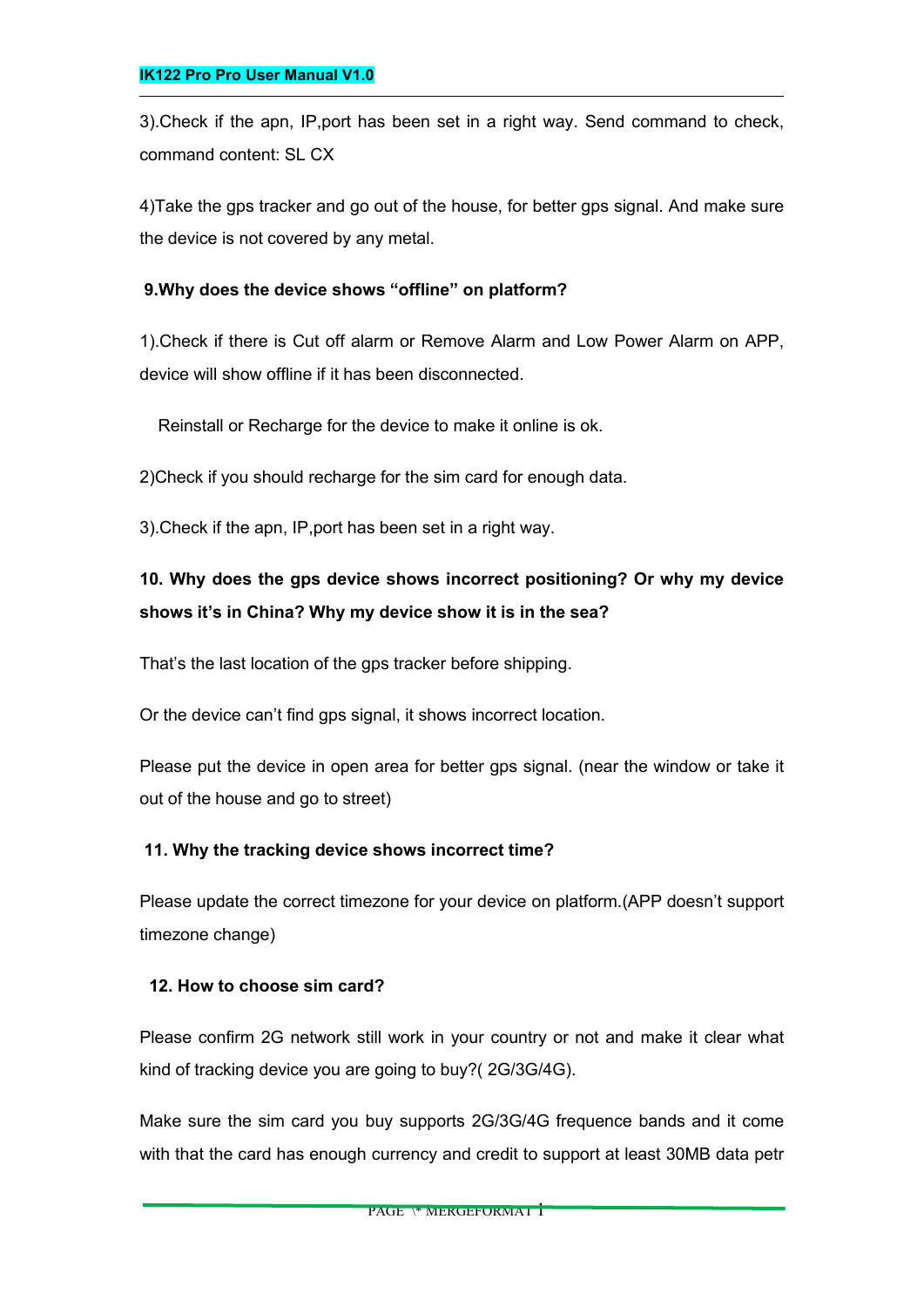3).Check if the apn, IP,port has been set in a right way. Send command to check, command content: SL CX

4)Take the gps tracker and go out of the house, for better gps signal. And make sure the device is not covered by any metal.

**9.Why does the device shows “offline” on platform?**

1).Check if there is Cut off alarm or Remove Alarm and Low Power Alarm on APP, device will show offline if it has been disconnected.

Reinstall or Recharge for the device to make it online is ok.

2)Check if you should recharge for the sim card for enough data.

3).Check if the apn, IP,port has been set in a right way.

**10. Why does the gps device shows incorrect positioning? Or why my device shows it’s in China? Why my device show it is in the sea?**

That’s the last location of the gps tracker before shipping.

Or the device can’t find gps signal, it shows incorrect location.

Please put the device in open area for better gps signal. (near the window or take it out of the house and go to street)

**11. Why the tracking device shows incorrect time?**

Please update the correct timezone for your device on platform.(APP doesn’t support timezone change)

**12. How to choose sim card?**

Please confirm 2G network still work in your country or not and make it clear what kind of tracking device you are going to buy?( 2G/3G/4G).

Make sure the sim card you buy supports 2G/3G/4G frequence bands and it come with that the card has enough currency and credit to support at least 30MB data petr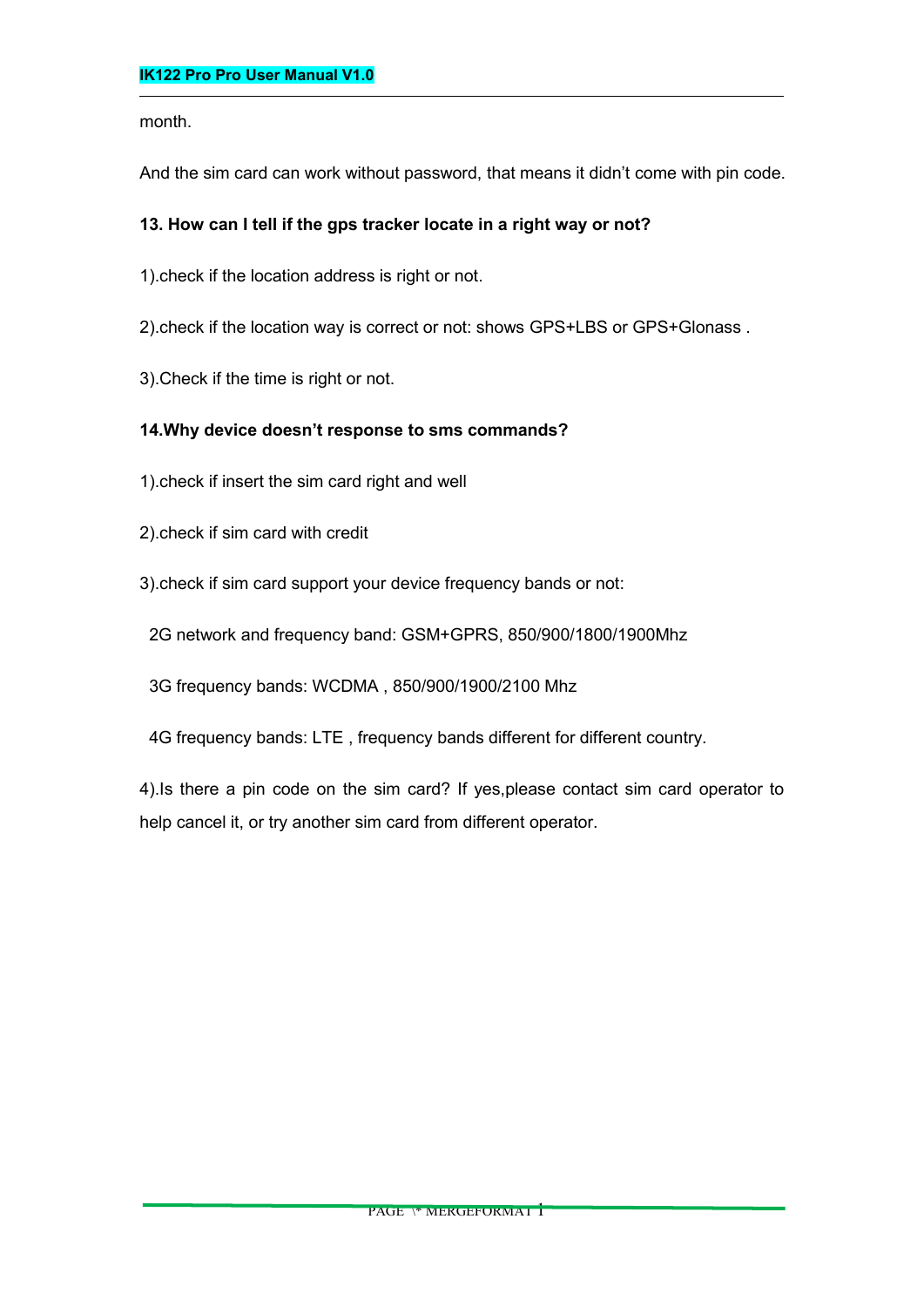month.

And the sim card can work without password, that means it didn't come with pin code.

**13. How can I tell if the gps tracker locate in a right way or not?**

1).check if the location address is right or not.

2).check if the location way is correct or not: shows GPS+LBS or GPS+Glonass .

3).Check if the time is right or not.

**14.Why device doesn't response to sms commands?**

1).check if insert the sim card right and well

2).check if sim card with credit

3).check if sim card support your device frequency bands or not:

2G network and frequency band: GSM+GPRS, 850/900/1800/1900Mhz

3G frequency bands: WCDMA , 850/900/1900/2100 Mhz

4G frequency bands: LTE , frequency bands different for different country.

4).Is there a pin code on the sim card? If yes,please contact sim card operator to help cancel it, or try another sim card from different operator.